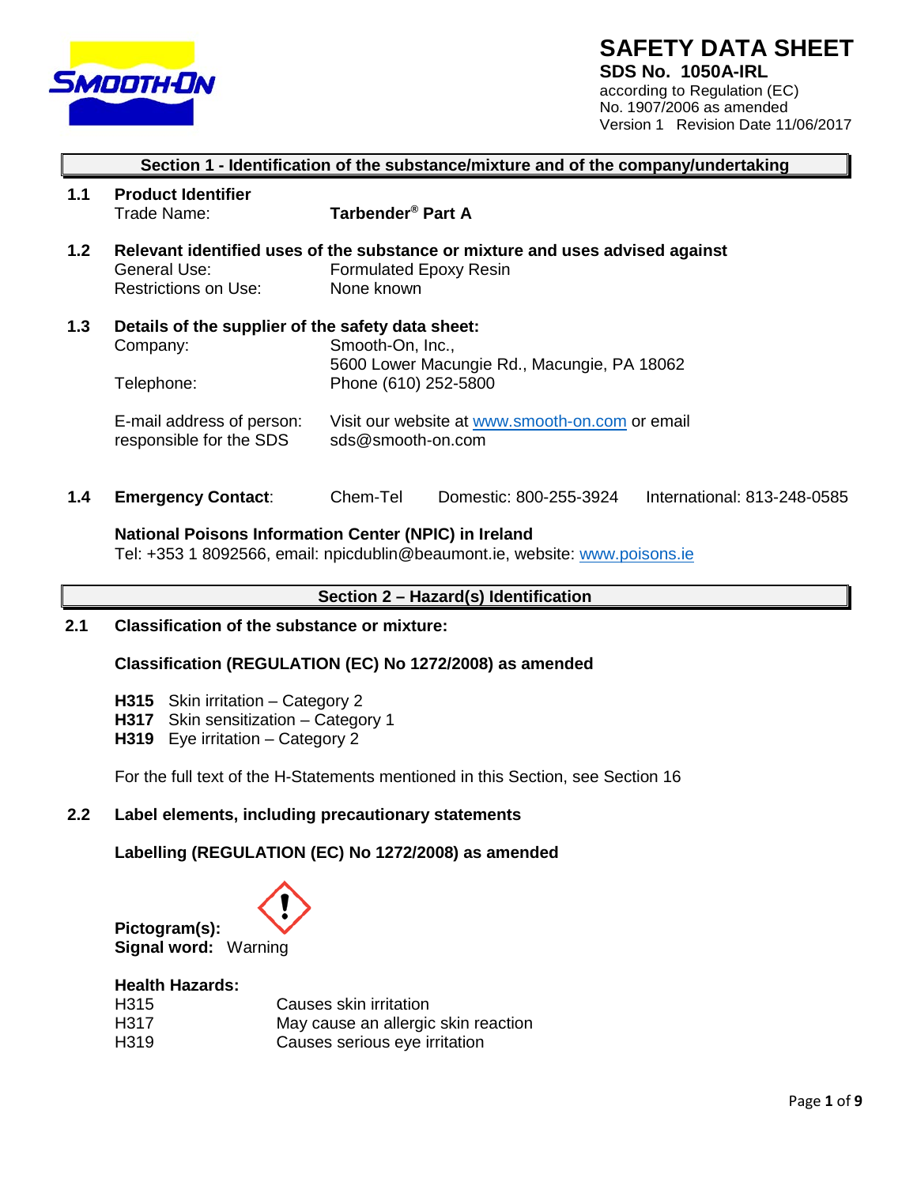# SAFETY DATA SHEET

**SDS No. 1050A-IRL**

according to Regulation (EC) No. 1907/2006 as amended

Version 1 Revision Date 11/06/2017

## Section 1 - Identification of the substance/mixture and of the company/undertaking

**1.1 Product Identifier**

Trade Name: **Tarbender® Part A**

**1.2 Relevant identified uses of the substance or mixture and uses advised against**

General Use: Formulated Epoxy Resin

Restrictions on Use: None known

**1.3 Details of the supplier of the safety data sheet:**

Company: Smooth-On, Inc., 5600 Lower Macungie Rd., Macungie, PA 18062

Telephone: Phone (610) 252-5800

E-mail address of person responsible for the SDS: Visit our website at www.smooth-on.com or email sds@smooth-on.com

**1.4 Emergency Contact**: Chem-Tel Domestic: 800-255-3924 International: 813-248-0585

**National Poisons Information Center (NPIC) in Ireland**

Tel: +353 1 8092566, email: npicdublin@beaumont.ie, website: www.poisons.ie

## Section 2 – Hazard(s) Identification

**2.1 Classification of the substance or mixture:**

**Classification (REGULATION (EC) No 1272/2008) as amended**

**H315** Skin irritation – Category 2
**H317** Skin sensitization – Category 1
**H319** Eye irritation – Category 2

For the full text of the H-Statements mentioned in this Section, see Section 16

**2.2 Label elements, including precautionary statements**

**Labelling (REGULATION (EC) No 1272/2008) as amended**

**Pictogram(s):**
**Signal word:** Warning

**Health Hazards:**

| | |
|---|---|
| H315 | Causes skin irritation |
| H317 | May cause an allergic skin reaction |
| H319 | Causes serious eye irritation |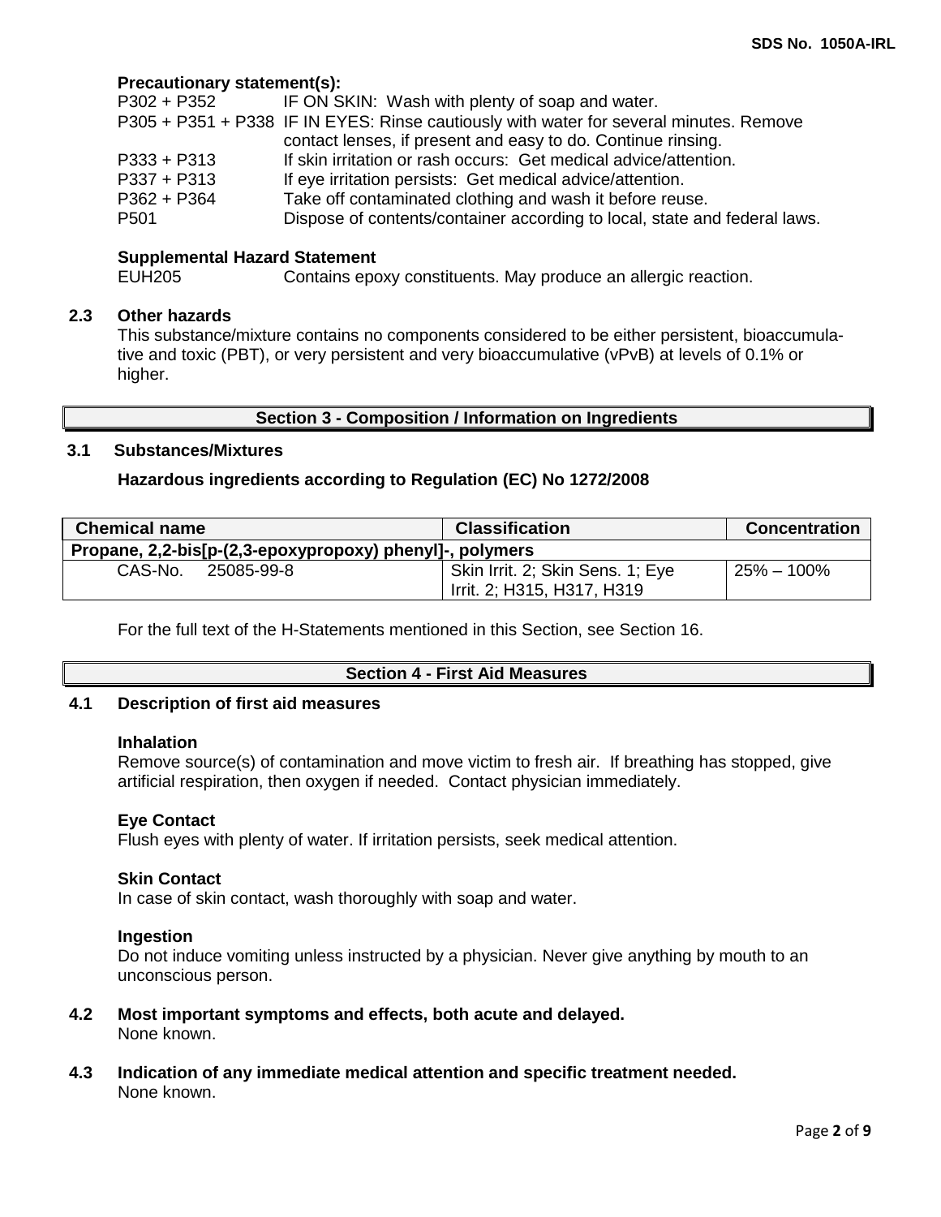**Precautionary statement(s):**

| | |
|---|---|
| P302 + P352 | IF ON SKIN: Wash with plenty of soap and water. |
| P305 + P351 + P338 | IF IN EYES: Rinse cautiously with water for several minutes. Remove contact lenses, if present and easy to do. Continue rinsing. |
| P333 + P313 | If skin irritation or rash occurs: Get medical advice/attention. |
| P337 + P313 | If eye irritation persists: Get medical advice/attention. |
| P362 + P364 | Take off contaminated clothing and wash it before reuse. |
| P501 | Dispose of contents/container according to local, state and federal laws. |

**Supplemental Hazard Statement**

EUH205 Contains epoxy constituents. May produce an allergic reaction.

### 2.3 Other hazards

This substance/mixture contains no components considered to be either persistent, bioaccumulative and toxic (PBT), or very persistent and very bioaccumulative (vPvB) at levels of 0.1% or higher.

## Section 3 - Composition / Information on Ingredients

### 3.1 Substances/Mixtures

**Hazardous ingredients according to Regulation (EC) No 1272/2008**

| Chemical name | Classification | Concentration |
|---|---|---|
| **Propane, 2,2-bis[p-(2,3-epoxypropoxy) phenyl]-, polymers** | | |
| CAS-No. 25085-99-8 | Skin Irrit. 2; Skin Sens. 1; Eye Irrit. 2; H315, H317, H319 | 25% – 100% |

For the full text of the H-Statements mentioned in this Section, see Section 16.

## Section 4 - First Aid Measures

### 4.1 Description of first aid measures

**Inhalation**

Remove source(s) of contamination and move victim to fresh air. If breathing has stopped, give artificial respiration, then oxygen if needed. Contact physician immediately.

**Eye Contact**

Flush eyes with plenty of water. If irritation persists, seek medical attention.

**Skin Contact**

In case of skin contact, wash thoroughly with soap and water.

**Ingestion**

Do not induce vomiting unless instructed by a physician. Never give anything by mouth to an unconscious person.

### 4.2 Most important symptoms and effects, both acute and delayed.

None known.

### 4.3 Indication of any immediate medical attention and specific treatment needed.

None known.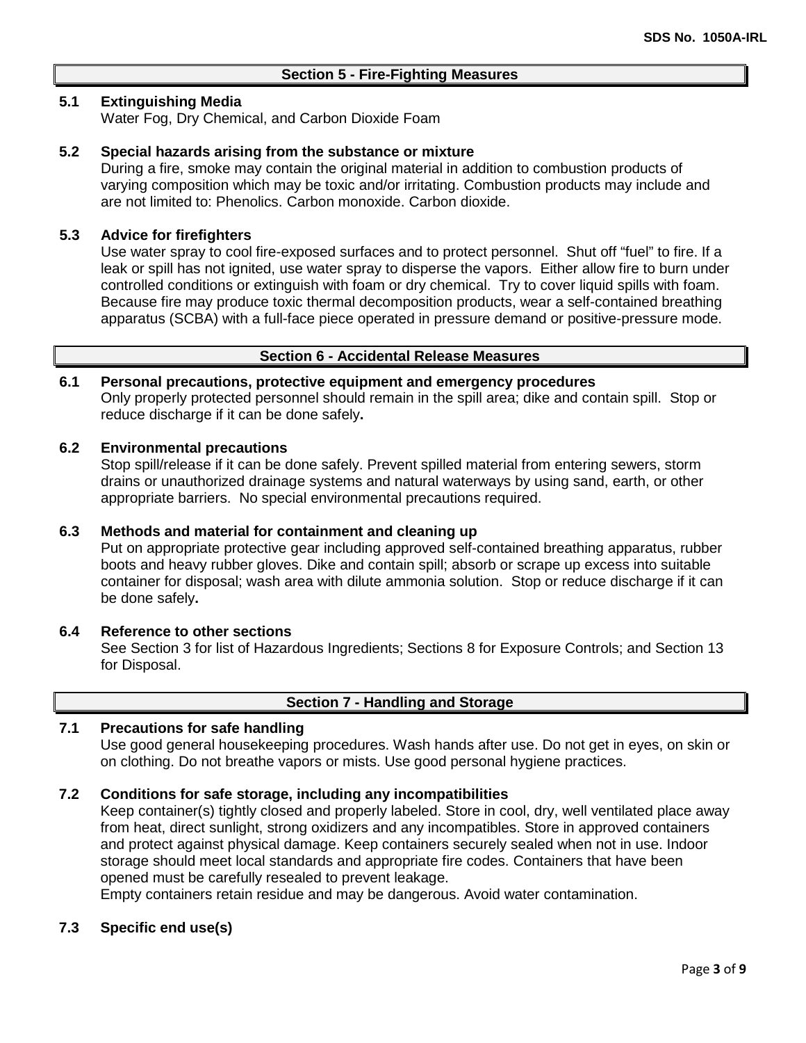## Section 5 - Fire-Fighting Measures

### 5.1 Extinguishing Media

Water Fog, Dry Chemical, and Carbon Dioxide Foam

### 5.2 Special hazards arising from the substance or mixture

During a fire, smoke may contain the original material in addition to combustion products of varying composition which may be toxic and/or irritating. Combustion products may include and are not limited to: Phenolics. Carbon monoxide. Carbon dioxide.

### 5.3 Advice for firefighters

Use water spray to cool fire-exposed surfaces and to protect personnel. Shut off "fuel" to fire. If a leak or spill has not ignited, use water spray to disperse the vapors. Either allow fire to burn under controlled conditions or extinguish with foam or dry chemical. Try to cover liquid spills with foam. Because fire may produce toxic thermal decomposition products, wear a self-contained breathing apparatus (SCBA) with a full-face piece operated in pressure demand or positive-pressure mode.

## Section 6 - Accidental Release Measures

### 6.1 Personal precautions, protective equipment and emergency procedures

Only properly protected personnel should remain in the spill area; dike and contain spill. Stop or reduce discharge if it can be done safely**.**

### 6.2 Environmental precautions

Stop spill/release if it can be done safely. Prevent spilled material from entering sewers, storm drains or unauthorized drainage systems and natural waterways by using sand, earth, or other appropriate barriers. No special environmental precautions required.

### 6.3 Methods and material for containment and cleaning up

Put on appropriate protective gear including approved self-contained breathing apparatus, rubber boots and heavy rubber gloves. Dike and contain spill; absorb or scrape up excess into suitable container for disposal; wash area with dilute ammonia solution. Stop or reduce discharge if it can be done safely**.**

### 6.4 Reference to other sections

See Section 3 for list of Hazardous Ingredients; Sections 8 for Exposure Controls; and Section 13 for Disposal.

## Section 7 - Handling and Storage

### 7.1 Precautions for safe handling

Use good general housekeeping procedures. Wash hands after use. Do not get in eyes, on skin or on clothing. Do not breathe vapors or mists. Use good personal hygiene practices.

### 7.2 Conditions for safe storage, including any incompatibilities

Keep container(s) tightly closed and properly labeled. Store in cool, dry, well ventilated place away from heat, direct sunlight, strong oxidizers and any incompatibles. Store in approved containers and protect against physical damage. Keep containers securely sealed when not in use. Indoor storage should meet local standards and appropriate fire codes. Containers that have been opened must be carefully resealed to prevent leakage.

Empty containers retain residue and may be dangerous. Avoid water contamination.

### 7.3 Specific end use(s)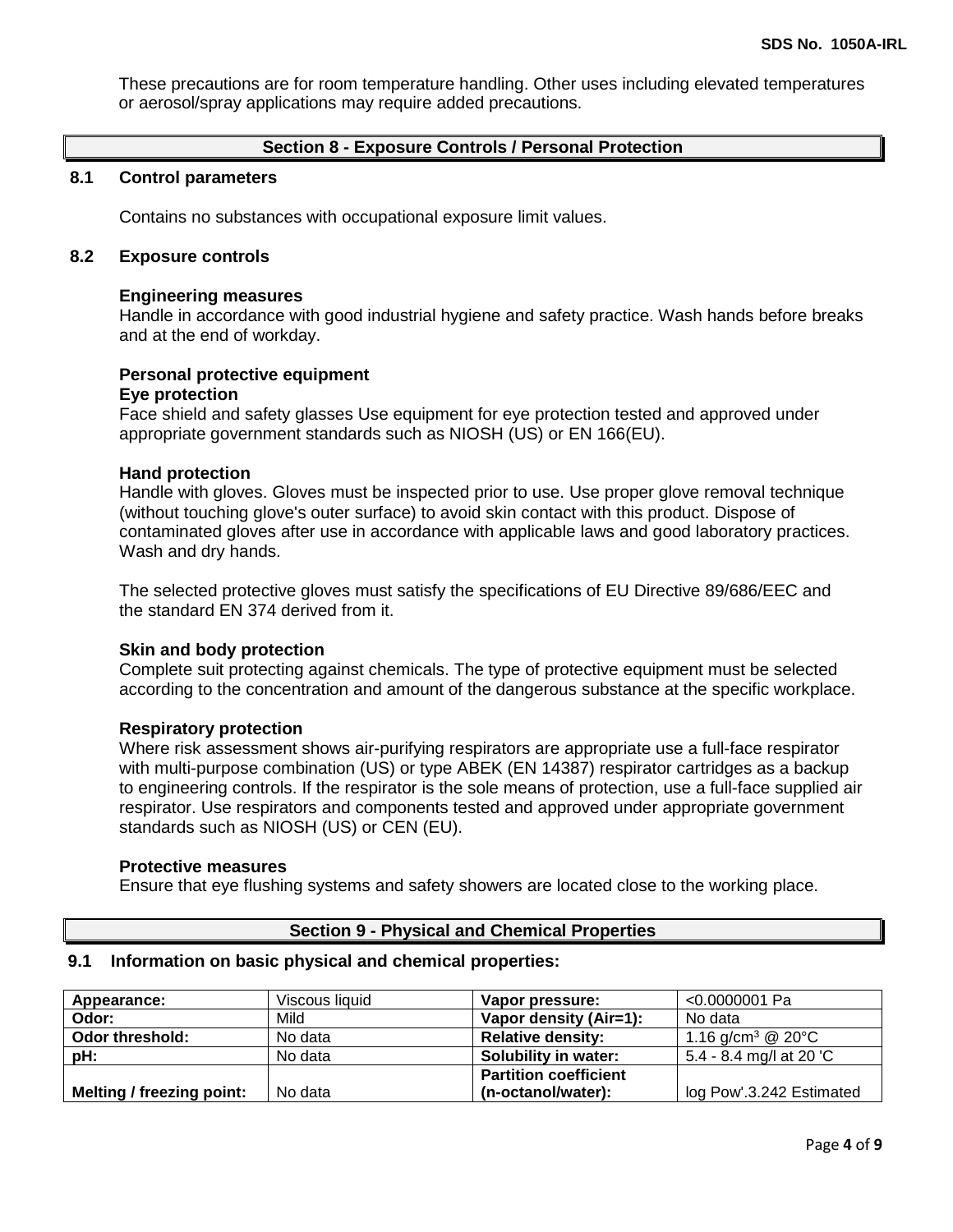These precautions are for room temperature handling. Other uses including elevated temperatures or aerosol/spray applications may require added precautions.

## Section 8 - Exposure Controls / Personal Protection

### 8.1 Control parameters

Contains no substances with occupational exposure limit values.

### 8.2 Exposure controls

**Engineering measures**
Handle in accordance with good industrial hygiene and safety practice. Wash hands before breaks and at the end of workday.

**Personal protective equipment**
**Eye protection**
Face shield and safety glasses Use equipment for eye protection tested and approved under appropriate government standards such as NIOSH (US) or EN 166(EU).

**Hand protection**
Handle with gloves. Gloves must be inspected prior to use. Use proper glove removal technique (without touching glove's outer surface) to avoid skin contact with this product. Dispose of contaminated gloves after use in accordance with applicable laws and good laboratory practices. Wash and dry hands.

The selected protective gloves must satisfy the specifications of EU Directive 89/686/EEC and the standard EN 374 derived from it.

**Skin and body protection**
Complete suit protecting against chemicals. The type of protective equipment must be selected according to the concentration and amount of the dangerous substance at the specific workplace.

**Respiratory protection**
Where risk assessment shows air-purifying respirators are appropriate use a full-face respirator with multi-purpose combination (US) or type ABEK (EN 14387) respirator cartridges as a backup to engineering controls. If the respirator is the sole means of protection, use a full-face supplied air respirator. Use respirators and components tested and approved under appropriate government standards such as NIOSH (US) or CEN (EU).

**Protective measures**
Ensure that eye flushing systems and safety showers are located close to the working place.

## Section 9 - Physical and Chemical Properties

### 9.1 Information on basic physical and chemical properties:

| **Appearance:** | Viscous liquid | **Vapor pressure:** | <0.0000001 Pa |
|---|---|---|---|
| **Odor:** | Mild | **Vapor density (Air=1):** | No data |
| **Odor threshold:** | No data | **Relative density:** | 1.16 g/cm$^3$ @ 20°C |
| **pH:** | No data | **Solubility in water:** | 5.4 - 8.4 mg/l at 20 'C |
| **Melting / freezing point:** | No data | **Partition coefficient (n-octanol/water):** | log Pow'.3.242 Estimated |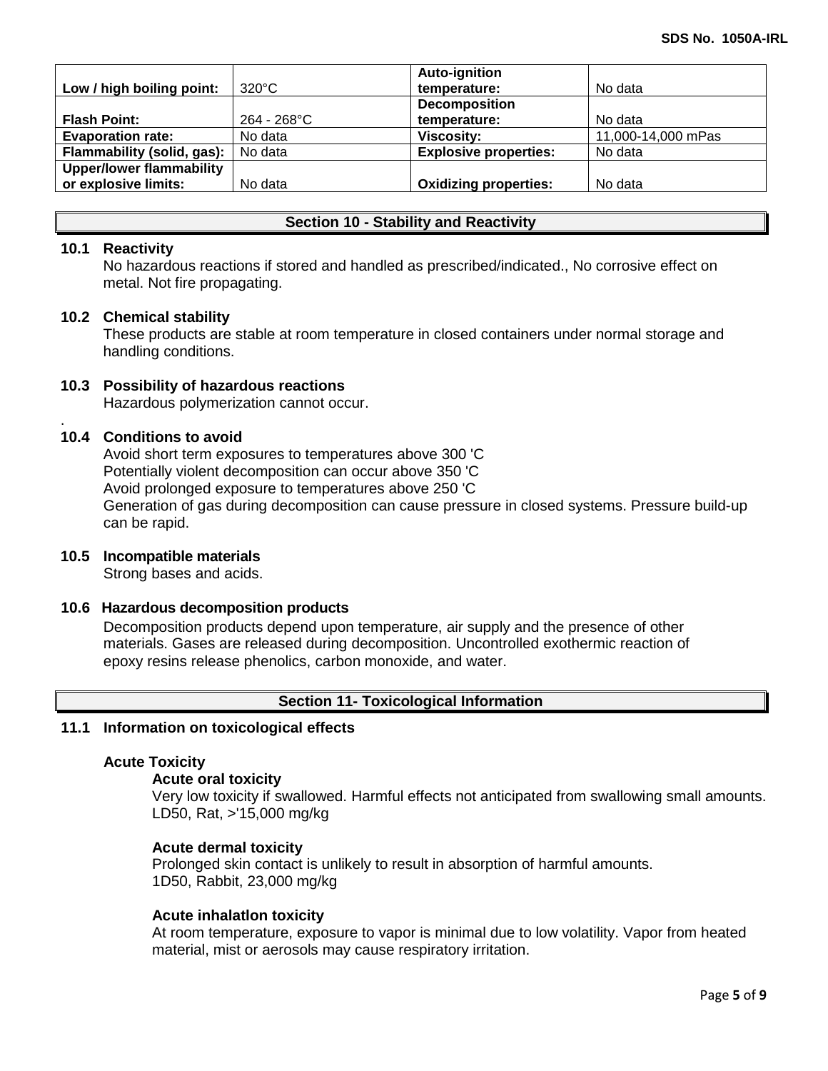| Low / high boiling point: | 320°C | Auto-ignition temperature: | No data |
|---|---|---|---|
| Flash Point: | 264 - 268°C | Decomposition temperature: | No data |
| Evaporation rate: | No data | Viscosity: | 11,000-14,000 mPas |
| Flammability (solid, gas): | No data | Explosive properties: | No data |
| Upper/lower flammability or explosive limits: | No data | Oxidizing properties: | No data |

## Section 10 - Stability and Reactivity

**10.1 Reactivity**

No hazardous reactions if stored and handled as prescribed/indicated., No corrosive effect on metal. Not fire propagating.

**10.2 Chemical stability**

These products are stable at room temperature in closed containers under normal storage and handling conditions.

**10.3 Possibility of hazardous reactions**

Hazardous polymerization cannot occur.

.

**10.4 Conditions to avoid**

Avoid short term exposures to temperatures above 300 'C
Potentially violent decomposition can occur above 350 'C
Avoid prolonged exposure to temperatures above 250 'C
Generation of gas during decomposition can cause pressure in closed systems. Pressure build-up can be rapid.

**10.5 Incompatible materials**

Strong bases and acids.

**10.6 Hazardous decomposition products**

Decomposition products depend upon temperature, air supply and the presence of other materials. Gases are released during decomposition. Uncontrolled exothermic reaction of epoxy resins release phenolics, carbon monoxide, and water.

## Section 11- Toxicological Information

**11.1 Information on toxicological effects**

**Acute Toxicity**

**Acute oral toxicity**

Very low toxicity if swallowed. Harmful effects not anticipated from swallowing small amounts.
LD50, Rat, >'15,000 mg/kg

**Acute dermal toxicity**

Prolonged skin contact is unlikely to result in absorption of harmful amounts.
1D50, Rabbit, 23,000 mg/kg

**Acute inhalatlon toxicity**

At room temperature, exposure to vapor is minimal due to low volatility. Vapor from heated material, mist or aerosols may cause respiratory irritation.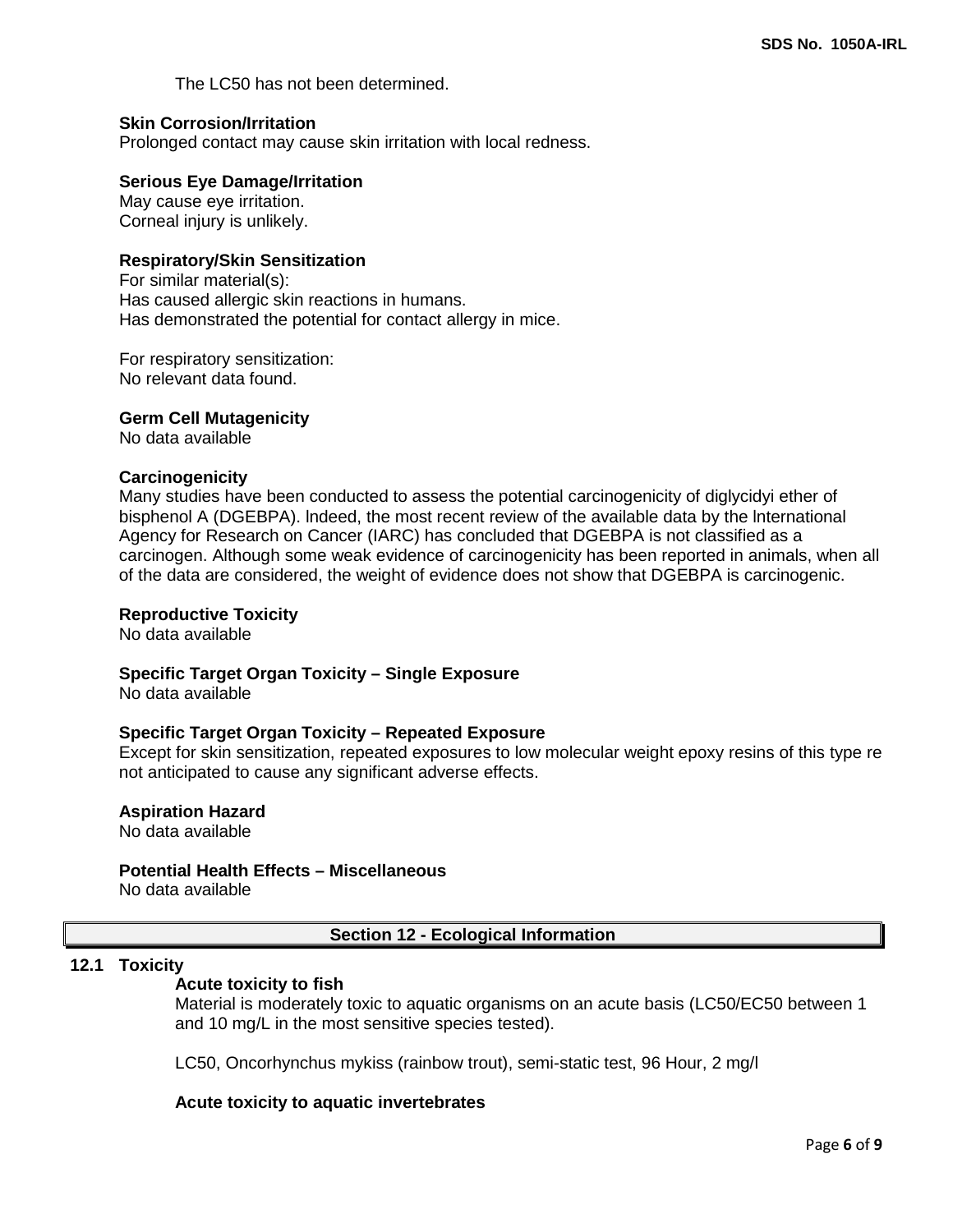The LC50 has not been determined.

**Skin Corrosion/Irritation**

Prolonged contact may cause skin irritation with local redness.

**Serious Eye Damage/Irritation**

May cause eye irritation.
Corneal injury is unlikely.

**Respiratory/Skin Sensitization**

For similar material(s):
Has caused allergic skin reactions in humans.
Has demonstrated the potential for contact allergy in mice.

For respiratory sensitization:
No relevant data found.

**Germ Cell Mutagenicity**

No data available

**Carcinogenicity**

Many studies have been conducted to assess the potential carcinogenicity of diglycidyi ether of bisphenol A (DGEBPA). lndeed, the most recent review of the available data by the lnternational Agency for Research on Cancer (IARC) has concluded that DGEBPA is not classified as a carcinogen. Although some weak evidence of carcinogenicity has been reported in animals, when all of the data are considered, the weight of evidence does not show that DGEBPA is carcinogenic.

**Reproductive Toxicity**

No data available

**Specific Target Organ Toxicity – Single Exposure**

No data available

**Specific Target Organ Toxicity – Repeated Exposure**

Except for skin sensitization, repeated exposures to low molecular weight epoxy resins of this type re not anticipated to cause any significant adverse effects.

**Aspiration Hazard**

No data available

**Potential Health Effects – Miscellaneous**

No data available

## Section 12 - Ecological Information

### 12.1 Toxicity

**Acute toxicity to fish**

Material is moderately toxic to aquatic organisms on an acute basis (LC50/EC50 between 1 and 10 mg/L in the most sensitive species tested).

LC50, Oncorhynchus mykiss (rainbow trout), semi-static test, 96 Hour, 2 mg/l

**Acute toxicity to aquatic invertebrates**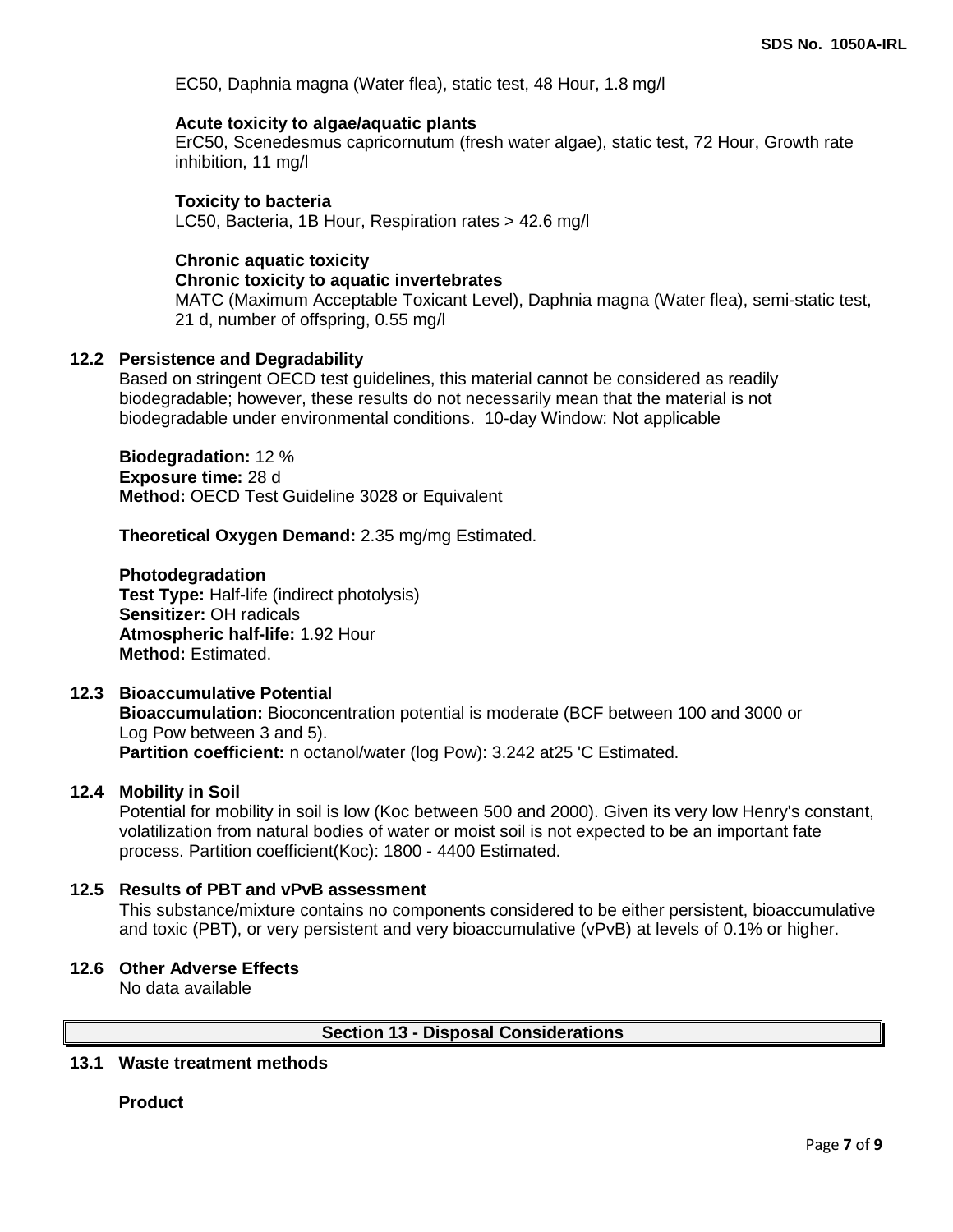EC50, Daphnia magna (Water flea), static test, 48 Hour, 1.8 mg/l

**Acute toxicity to algae/aquatic plants**
ErC50, Scenedesmus capricornutum (fresh water algae), static test, 72 Hour, Growth rate inhibition, 11 mg/l

**Toxicity to bacteria**
LC50, Bacteria, 1B Hour, Respiration rates > 42.6 mg/l

**Chronic aquatic toxicity**
**Chronic toxicity to aquatic invertebrates**
MATC (Maximum Acceptable Toxicant Level), Daphnia magna (Water flea), semi-static test, 21 d, number of offspring, 0.55 mg/l

### 12.2 Persistence and Degradability

Based on stringent OECD test guidelines, this material cannot be considered as readily biodegradable; however, these results do not necessarily mean that the material is not biodegradable under environmental conditions. 10-day Window: Not applicable

**Biodegradation:** 12 %
**Exposure time:** 28 d
**Method:** OECD Test Guideline 3028 or Equivalent

**Theoretical Oxygen Demand:** 2.35 mg/mg Estimated.

**Photodegradation**
**Test Type:** Half-life (indirect photolysis)
**Sensitizer:** OH radicals
**Atmospheric half-life:** 1.92 Hour
**Method:** Estimated.

### 12.3 Bioaccumulative Potential

**Bioaccumulation:** Bioconcentration potential is moderate (BCF between 100 and 3000 or Log Pow between 3 and 5).
**Partition coefficient:** n octanol/water (log Pow): 3.242 at25 'C Estimated.

### 12.4 Mobility in Soil

Potential for mobility in soil is low (Koc between 500 and 2000). Given its very low Henry's constant, volatilization from natural bodies of water or moist soil is not expected to be an important fate process. Partition coefficient(Koc): 1800 - 4400 Estimated.

### 12.5 Results of PBT and vPvB assessment

This substance/mixture contains no components considered to be either persistent, bioaccumulative and toxic (PBT), or very persistent and very bioaccumulative (vPvB) at levels of 0.1% or higher.

### 12.6 Other Adverse Effects

No data available

## Section 13 - Disposal Considerations

### 13.1 Waste treatment methods

**Product**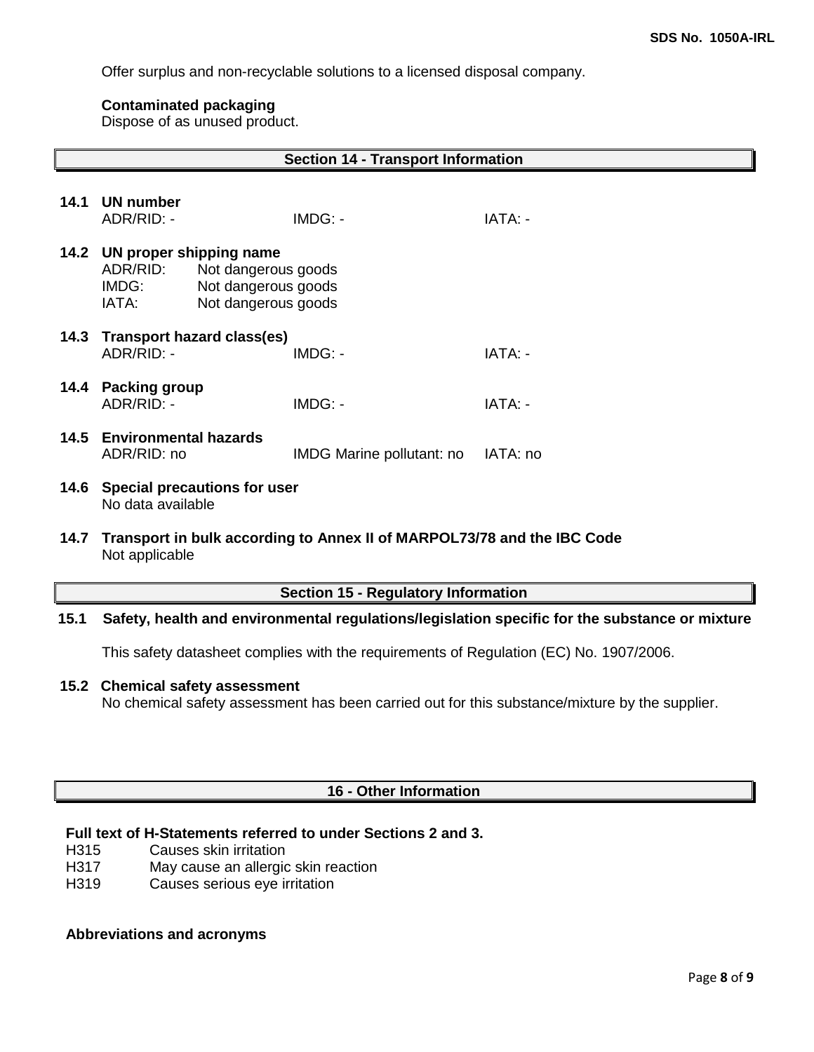Offer surplus and non-recyclable solutions to a licensed disposal company.

**Contaminated packaging**
Dispose of as unused product.

## Section 14 - Transport Information

**14.1 UN number**

| ADR/RID: - | IMDG: - | IATA: - |
|---|---|---|

**14.2 UN proper shipping name**

| | |
|---|---|
| ADR/RID: | Not dangerous goods |
| IMDG: | Not dangerous goods |
| IATA: | Not dangerous goods |

**14.3 Transport hazard class(es)**

| ADR/RID: - | IMDG: - | IATA: - |
|---|---|---|

**14.4 Packing group**

| ADR/RID: - | IMDG: - | IATA: - |
|---|---|---|

**14.5 Environmental hazards**

| ADR/RID: no | IMDG Marine pollutant: no | IATA: no |
|---|---|---|

**14.6 Special precautions for user**
No data available

**14.7 Transport in bulk according to Annex II of MARPOL73/78 and the IBC Code**
Not applicable

## Section 15 - Regulatory Information

**15.1 Safety, health and environmental regulations/legislation specific for the substance or mixture**

This safety datasheet complies with the requirements of Regulation (EC) No. 1907/2006.

**15.2 Chemical safety assessment**
No chemical safety assessment has been carried out for this substance/mixture by the supplier.

## 16 - Other Information

**Full text of H-Statements referred to under Sections 2 and 3.**

| | |
|---|---|
| H315 | Causes skin irritation |
| H317 | May cause an allergic skin reaction |
| H319 | Causes serious eye irritation |

**Abbreviations and acronyms**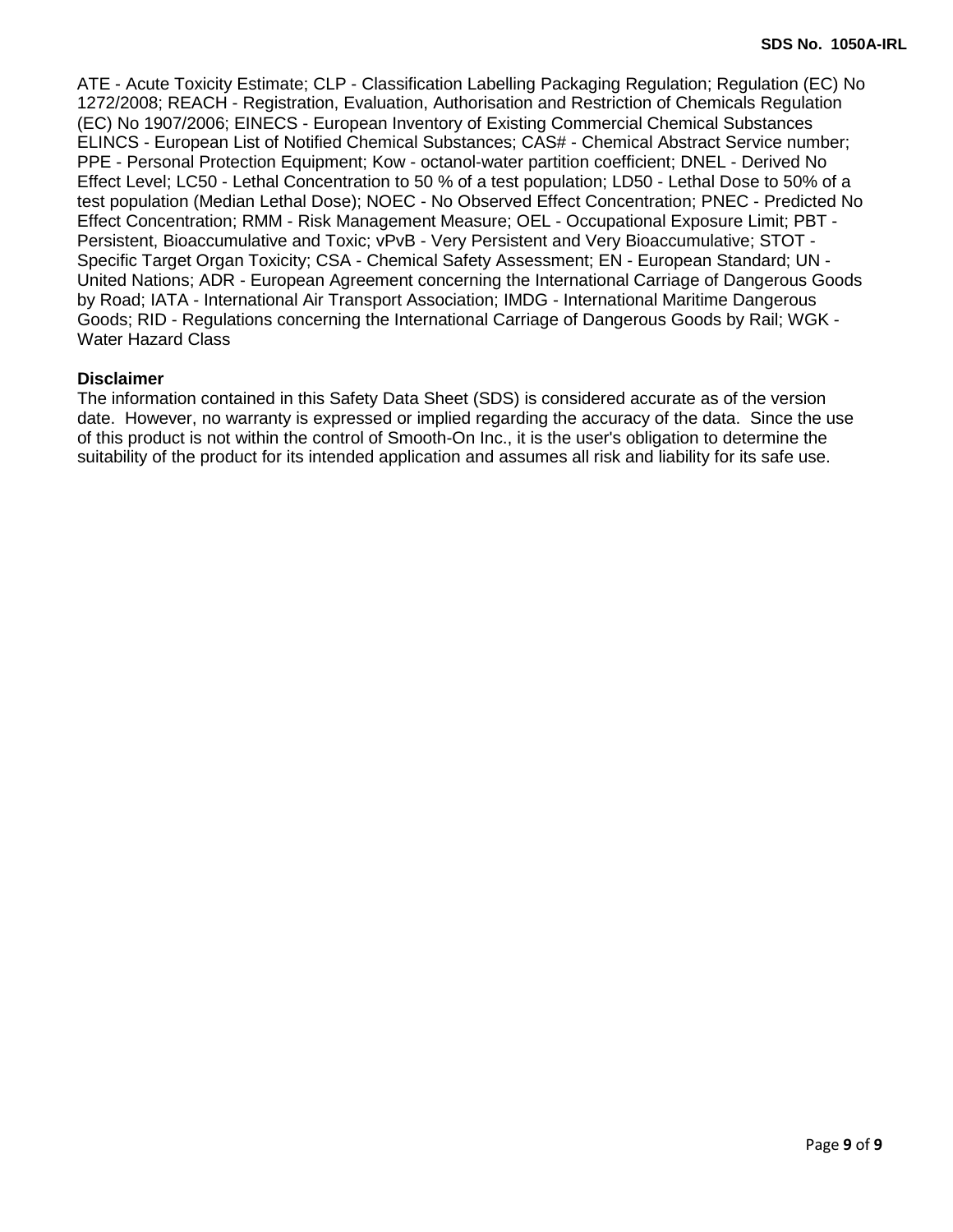ATE - Acute Toxicity Estimate; CLP - Classification Labelling Packaging Regulation; Regulation (EC) No 1272/2008; REACH - Registration, Evaluation, Authorisation and Restriction of Chemicals Regulation (EC) No 1907/2006; EINECS - European Inventory of Existing Commercial Chemical Substances ELINCS - European List of Notified Chemical Substances; CAS# - Chemical Abstract Service number; PPE - Personal Protection Equipment; Kow - octanol-water partition coefficient; DNEL - Derived No Effect Level; LC50 - Lethal Concentration to 50 % of a test population; LD50 - Lethal Dose to 50% of a test population (Median Lethal Dose); NOEC - No Observed Effect Concentration; PNEC - Predicted No Effect Concentration; RMM - Risk Management Measure; OEL - Occupational Exposure Limit; PBT - Persistent, Bioaccumulative and Toxic; vPvB - Very Persistent and Very Bioaccumulative; STOT - Specific Target Organ Toxicity; CSA - Chemical Safety Assessment; EN - European Standard; UN - United Nations; ADR - European Agreement concerning the International Carriage of Dangerous Goods by Road; IATA - International Air Transport Association; IMDG - International Maritime Dangerous Goods; RID - Regulations concerning the International Carriage of Dangerous Goods by Rail; WGK - Water Hazard Class

**Disclaimer**

The information contained in this Safety Data Sheet (SDS) is considered accurate as of the version date. However, no warranty is expressed or implied regarding the accuracy of the data. Since the use of this product is not within the control of Smooth-On Inc., it is the user's obligation to determine the suitability of the product for its intended application and assumes all risk and liability for its safe use.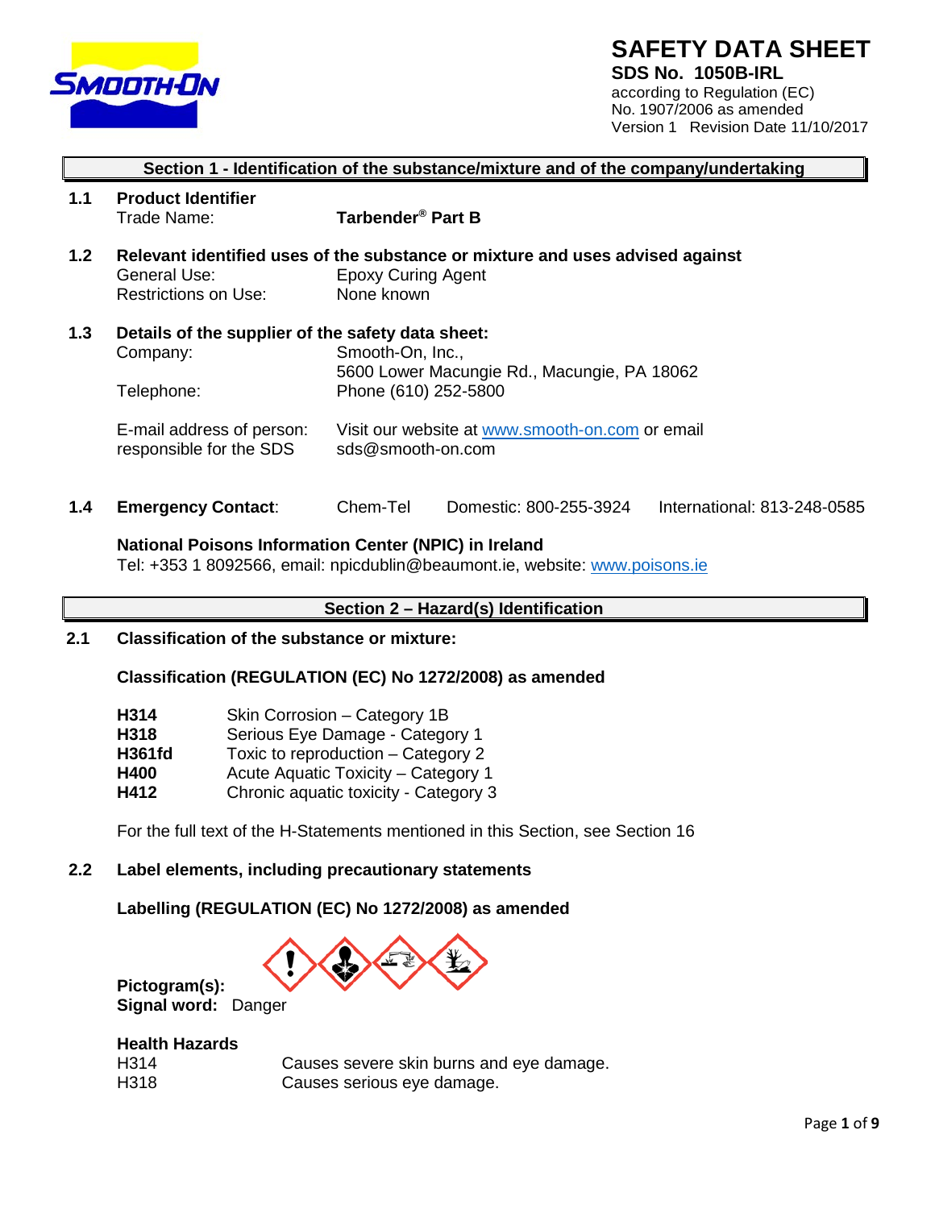# SAFETY DATA SHEET

**SDS No. 1050B-IRL**

according to Regulation (EC) No. 1907/2006 as amended

Version 1 Revision Date 11/10/2017

## Section 1 - Identification of the substance/mixture and of the company/undertaking

**1.1 Product Identifier**

| | |
|---|---|
| Trade Name: | **Tarbender® Part B** |

**1.2 Relevant identified uses of the substance or mixture and uses advised against**

| | |
|---|---|
| General Use: | Epoxy Curing Agent |
| Restrictions on Use: | None known |

**1.3 Details of the supplier of the safety data sheet:**

| | |
|---|---|
| Company: | Smooth-On, Inc., 5600 Lower Macungie Rd., Macungie, PA 18062 |
| Telephone: | Phone (610) 252-5800 |
| E-mail address of person: responsible for the SDS | Visit our website at www.smooth-on.com or email sds@smooth-on.com |

**1.4 Emergency Contact**: Chem-Tel Domestic: 800-255-3924 International: 813-248-0585

**National Poisons Information Center (NPIC) in Ireland**

Tel: +353 1 8092566, email: npicdublin@beaumont.ie, website: www.poisons.ie

## Section 2 – Hazard(s) Identification

**2.1 Classification of the substance or mixture:**

**Classification (REGULATION (EC) No 1272/2008) as amended**

| | |
|---|---|
| **H314** | Skin Corrosion – Category 1B |
| **H318** | Serious Eye Damage - Category 1 |
| **H361fd** | Toxic to reproduction – Category 2 |
| **H400** | Acute Aquatic Toxicity – Category 1 |
| **H412** | Chronic aquatic toxicity - Category 3 |

For the full text of the H-Statements mentioned in this Section, see Section 16

**2.2 Label elements, including precautionary statements**

**Labelling (REGULATION (EC) No 1272/2008) as amended**

**Pictogram(s):**

**Signal word:** Danger

**Health Hazards**

| | |
|---|---|
| H314 | Causes severe skin burns and eye damage. |
| H318 | Causes serious eye damage. |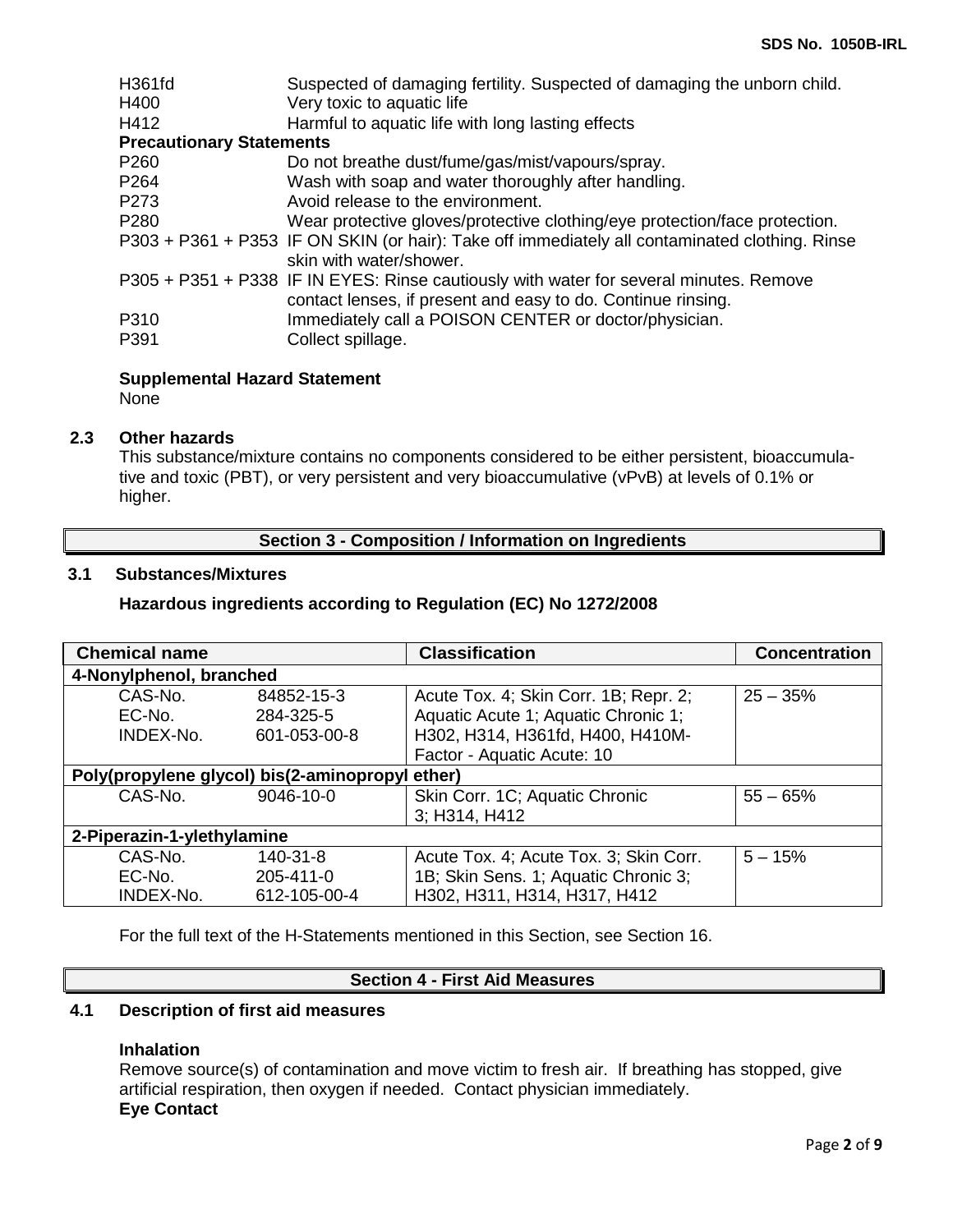| | |
|---|---|
| H361fd | Suspected of damaging fertility. Suspected of damaging the unborn child. |
| H400 | Very toxic to aquatic life |
| H412 | Harmful to aquatic life with long lasting effects |

**Precautionary Statements**

| | |
|---|---|
| P260 | Do not breathe dust/fume/gas/mist/vapours/spray. |
| P264 | Wash with soap and water thoroughly after handling. |
| P273 | Avoid release to the environment. |
| P280 | Wear protective gloves/protective clothing/eye protection/face protection. |
| P303 + P361 + P353 | IF ON SKIN (or hair): Take off immediately all contaminated clothing. Rinse skin with water/shower. |
| P305 + P351 + P338 | IF IN EYES: Rinse cautiously with water for several minutes. Remove contact lenses, if present and easy to do. Continue rinsing. |
| P310 | Immediately call a POISON CENTER or doctor/physician. |
| P391 | Collect spillage. |

**Supplemental Hazard Statement**

None

### 2.3 Other hazards

This substance/mixture contains no components considered to be either persistent, bioaccumulative and toxic (PBT), or very persistent and very bioaccumulative (vPvB) at levels of 0.1% or higher.

## Section 3 - Composition / Information on Ingredients

### 3.1 Substances/Mixtures

**Hazardous ingredients according to Regulation (EC) No 1272/2008**

| Chemical name | | Classification | Concentration |
|---|---|---|---|
| **4-Nonylphenol, branched** | | | |
| CAS-No.<br>EC-No.<br>INDEX-No. | 84852-15-3<br>284-325-5<br>601-053-00-8 | Acute Tox. 4; Skin Corr. 1B; Repr. 2; Aquatic Acute 1; Aquatic Chronic 1; H302, H314, H361fd, H400, H410M-Factor - Aquatic Acute: 10 | 25 – 35% |
| **Poly(propylene glycol) bis(2-aminopropyl ether)** | | | |
| CAS-No. | 9046-10-0 | Skin Corr. 1C; Aquatic Chronic 3; H314, H412 | 55 – 65% |
| **2-Piperazin-1-ylethylamine** | | | |
| CAS-No.<br>EC-No.<br>INDEX-No. | 140-31-8<br>205-411-0<br>612-105-00-4 | Acute Tox. 4; Acute Tox. 3; Skin Corr. 1B; Skin Sens. 1; Aquatic Chronic 3; H302, H311, H314, H317, H412 | 5 – 15% |

For the full text of the H-Statements mentioned in this Section, see Section 16.

## Section 4 - First Aid Measures

### 4.1 Description of first aid measures

**Inhalation**

Remove source(s) of contamination and move victim to fresh air. If breathing has stopped, give artificial respiration, then oxygen if needed. Contact physician immediately.

**Eye Contact**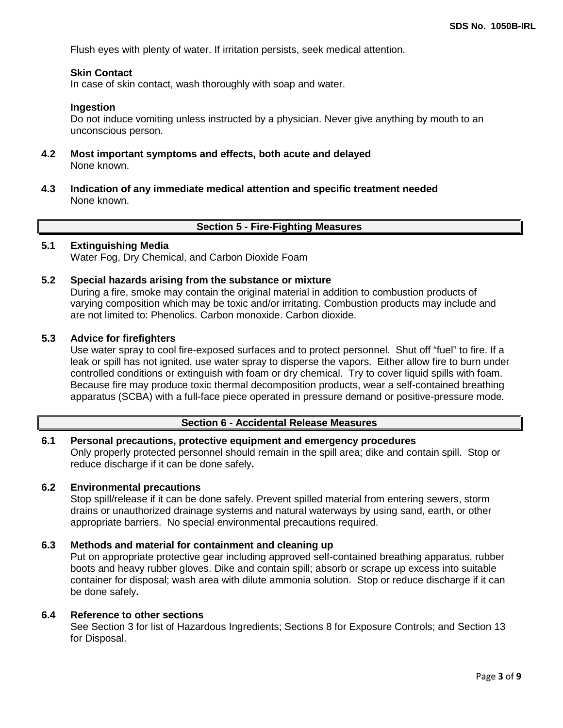Flush eyes with plenty of water. If irritation persists, seek medical attention.

**Skin Contact**
In case of skin contact, wash thoroughly with soap and water.

**Ingestion**
Do not induce vomiting unless instructed by a physician. Never give anything by mouth to an unconscious person.

**4.2 Most important symptoms and effects, both acute and delayed**
None known.

**4.3 Indication of any immediate medical attention and specific treatment needed**
None known.

## Section 5 - Fire-Fighting Measures

**5.1 Extinguishing Media**
Water Fog, Dry Chemical, and Carbon Dioxide Foam

**5.2 Special hazards arising from the substance or mixture**
During a fire, smoke may contain the original material in addition to combustion products of varying composition which may be toxic and/or irritating. Combustion products may include and are not limited to: Phenolics. Carbon monoxide. Carbon dioxide.

**5.3 Advice for firefighters**
Use water spray to cool fire-exposed surfaces and to protect personnel. Shut off "fuel" to fire. If a leak or spill has not ignited, use water spray to disperse the vapors. Either allow fire to burn under controlled conditions or extinguish with foam or dry chemical. Try to cover liquid spills with foam. Because fire may produce toxic thermal decomposition products, wear a self-contained breathing apparatus (SCBA) with a full-face piece operated in pressure demand or positive-pressure mode.

## Section 6 - Accidental Release Measures

**6.1 Personal precautions, protective equipment and emergency procedures**
Only properly protected personnel should remain in the spill area; dike and contain spill. Stop or reduce discharge if it can be done safely**.**

**6.2 Environmental precautions**
Stop spill/release if it can be done safely. Prevent spilled material from entering sewers, storm drains or unauthorized drainage systems and natural waterways by using sand, earth, or other appropriate barriers. No special environmental precautions required.

**6.3 Methods and material for containment and cleaning up**
Put on appropriate protective gear including approved self-contained breathing apparatus, rubber boots and heavy rubber gloves. Dike and contain spill; absorb or scrape up excess into suitable container for disposal; wash area with dilute ammonia solution. Stop or reduce discharge if it can be done safely**.**

**6.4 Reference to other sections**
See Section 3 for list of Hazardous Ingredients; Sections 8 for Exposure Controls; and Section 13 for Disposal.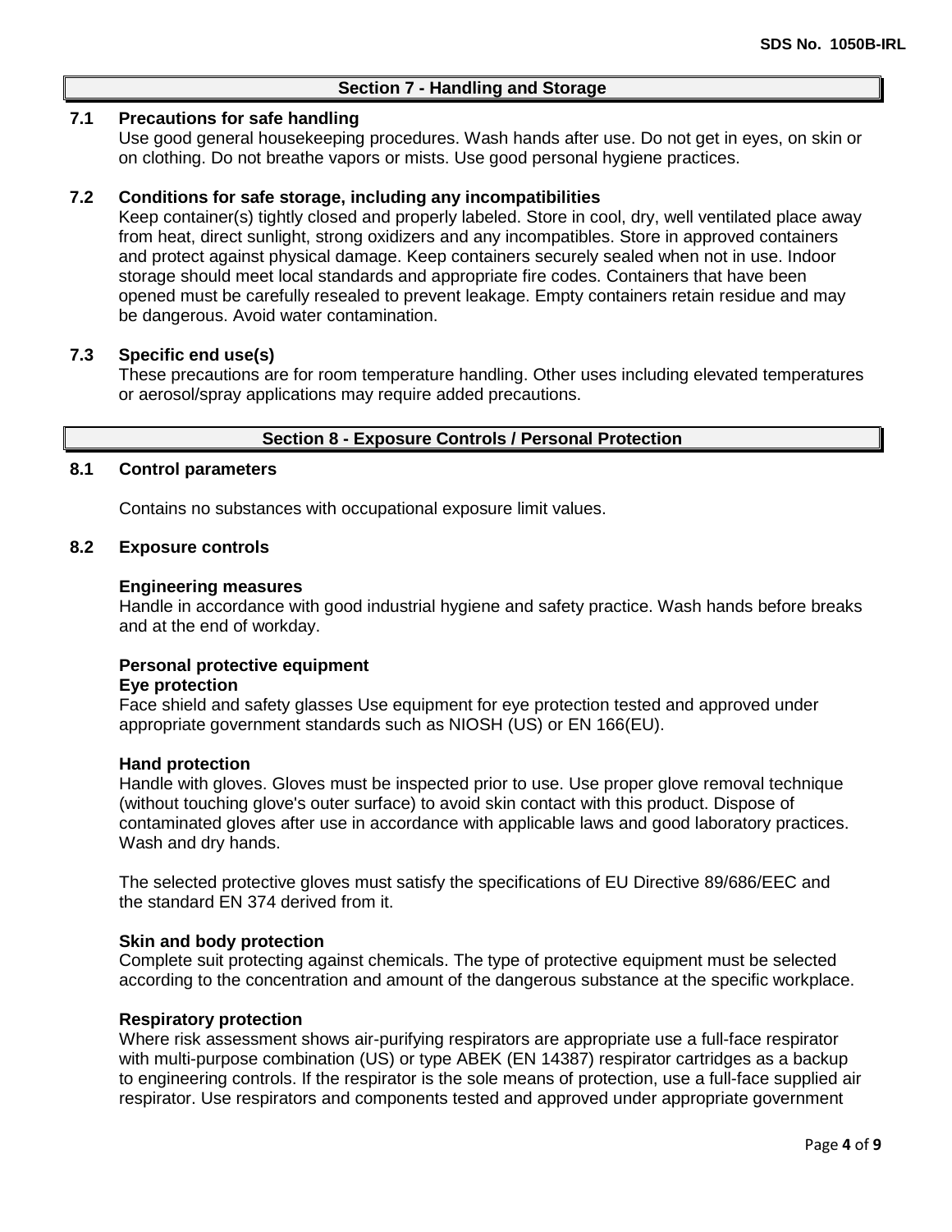## Section 7 - Handling and Storage

### 7.1 Precautions for safe handling

Use good general housekeeping procedures. Wash hands after use. Do not get in eyes, on skin or on clothing. Do not breathe vapors or mists. Use good personal hygiene practices.

### 7.2 Conditions for safe storage, including any incompatibilities

Keep container(s) tightly closed and properly labeled. Store in cool, dry, well ventilated place away from heat, direct sunlight, strong oxidizers and any incompatibles. Store in approved containers and protect against physical damage. Keep containers securely sealed when not in use. Indoor storage should meet local standards and appropriate fire codes. Containers that have been opened must be carefully resealed to prevent leakage. Empty containers retain residue and may be dangerous. Avoid water contamination.

### 7.3 Specific end use(s)

These precautions are for room temperature handling. Other uses including elevated temperatures or aerosol/spray applications may require added precautions.

## Section 8 - Exposure Controls / Personal Protection

### 8.1 Control parameters

Contains no substances with occupational exposure limit values.

### 8.2 Exposure controls

**Engineering measures**

Handle in accordance with good industrial hygiene and safety practice. Wash hands before breaks and at the end of workday.

**Personal protective equipment**

**Eye protection**

Face shield and safety glasses Use equipment for eye protection tested and approved under appropriate government standards such as NIOSH (US) or EN 166(EU).

**Hand protection**

Handle with gloves. Gloves must be inspected prior to use. Use proper glove removal technique (without touching glove's outer surface) to avoid skin contact with this product. Dispose of contaminated gloves after use in accordance with applicable laws and good laboratory practices. Wash and dry hands.

The selected protective gloves must satisfy the specifications of EU Directive 89/686/EEC and the standard EN 374 derived from it.

**Skin and body protection**

Complete suit protecting against chemicals. The type of protective equipment must be selected according to the concentration and amount of the dangerous substance at the specific workplace.

**Respiratory protection**

Where risk assessment shows air-purifying respirators are appropriate use a full-face respirator with multi-purpose combination (US) or type ABEK (EN 14387) respirator cartridges as a backup to engineering controls. If the respirator is the sole means of protection, use a full-face supplied air respirator. Use respirators and components tested and approved under appropriate government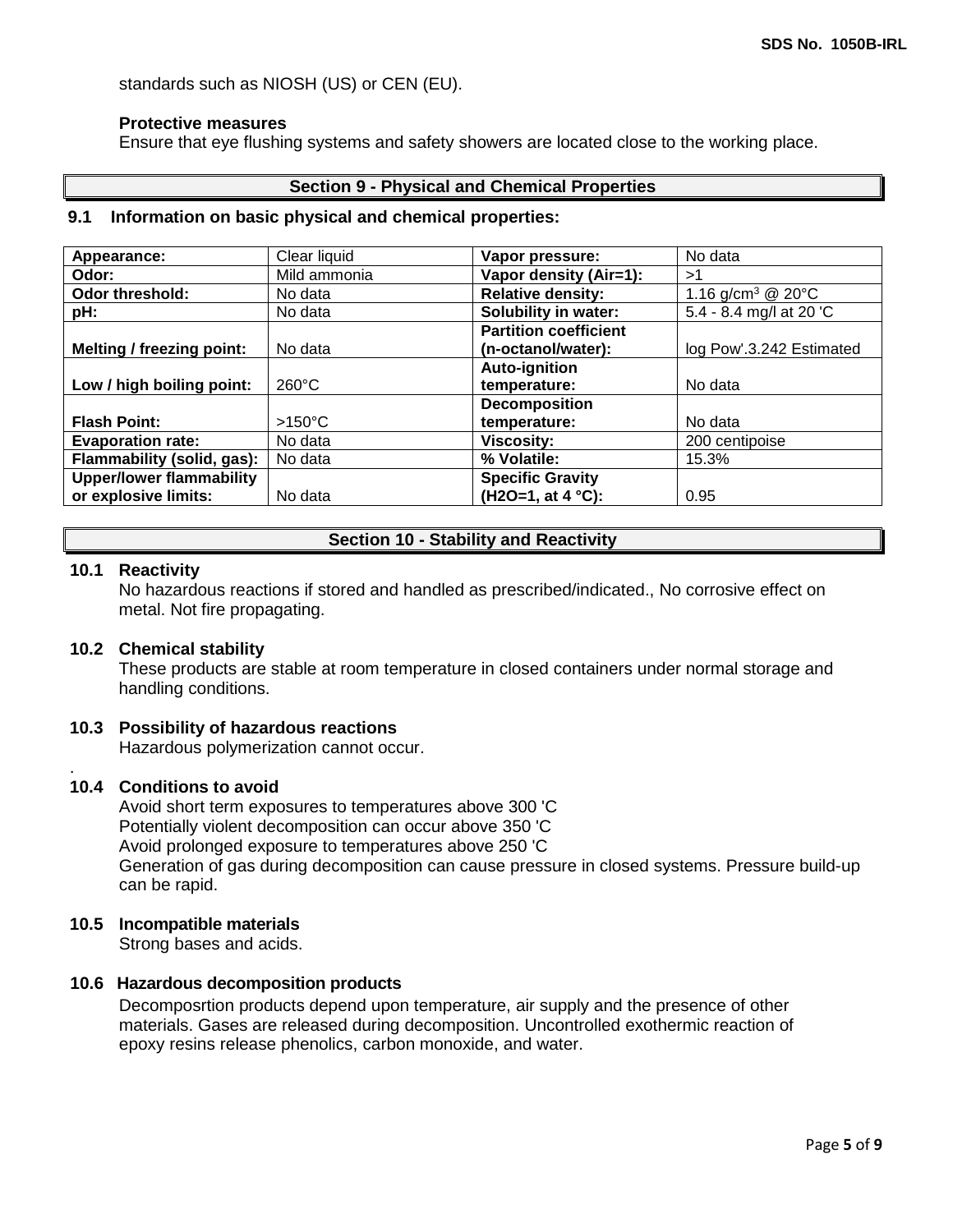standards such as NIOSH (US) or CEN (EU).

**Protective measures**
Ensure that eye flushing systems and safety showers are located close to the working place.

## Section 9 - Physical and Chemical Properties

### 9.1 Information on basic physical and chemical properties:

| | | | |
|---|---|---|---|
| **Appearance:** | Clear liquid | **Vapor pressure:** | No data |
| **Odor:** | Mild ammonia | **Vapor density (Air=1):** | >1 |
| **Odor threshold:** | No data | **Relative density:** | 1.16 g/cm³ @ 20°C |
| **pH:** | No data | **Solubility in water:** | 5.4 - 8.4 mg/l at 20 'C |
| **Melting / freezing point:** | No data | **Partition coefficient (n-octanol/water):** | log Pow'.3.242 Estimated |
| **Low / high boiling point:** | 260°C | **Auto-ignition temperature:** | No data |
| **Flash Point:** | >150°C | **Decomposition temperature:** | No data |
| **Evaporation rate:** | No data | **Viscosity:** | 200 centipoise |
| **Flammability (solid, gas):** | No data | **% Volatile:** | 15.3% |
| **Upper/lower flammability or explosive limits:** | No data | **Specific Gravity (H2O=1, at 4 °C):** | 0.95 |

## Section 10 - Stability and Reactivity

### 10.1 Reactivity
No hazardous reactions if stored and handled as prescribed/indicated., No corrosive effect on metal. Not fire propagating.

### 10.2 Chemical stability
These products are stable at room temperature in closed containers under normal storage and handling conditions.

### 10.3 Possibility of hazardous reactions
Hazardous polymerization cannot occur.

.

### 10.4 Conditions to avoid
Avoid short term exposures to temperatures above 300 'C
Potentially violent decomposition can occur above 350 'C
Avoid prolonged exposure to temperatures above 250 'C
Generation of gas during decomposition can cause pressure in closed systems. Pressure build-up can be rapid.

### 10.5 Incompatible materials
Strong bases and acids.

### 10.6 Hazardous decomposition products
Decomposrtion products depend upon temperature, air supply and the presence of other materials. Gases are released during decomposition. Uncontrolled exothermic reaction of epoxy resins release phenolics, carbon monoxide, and water.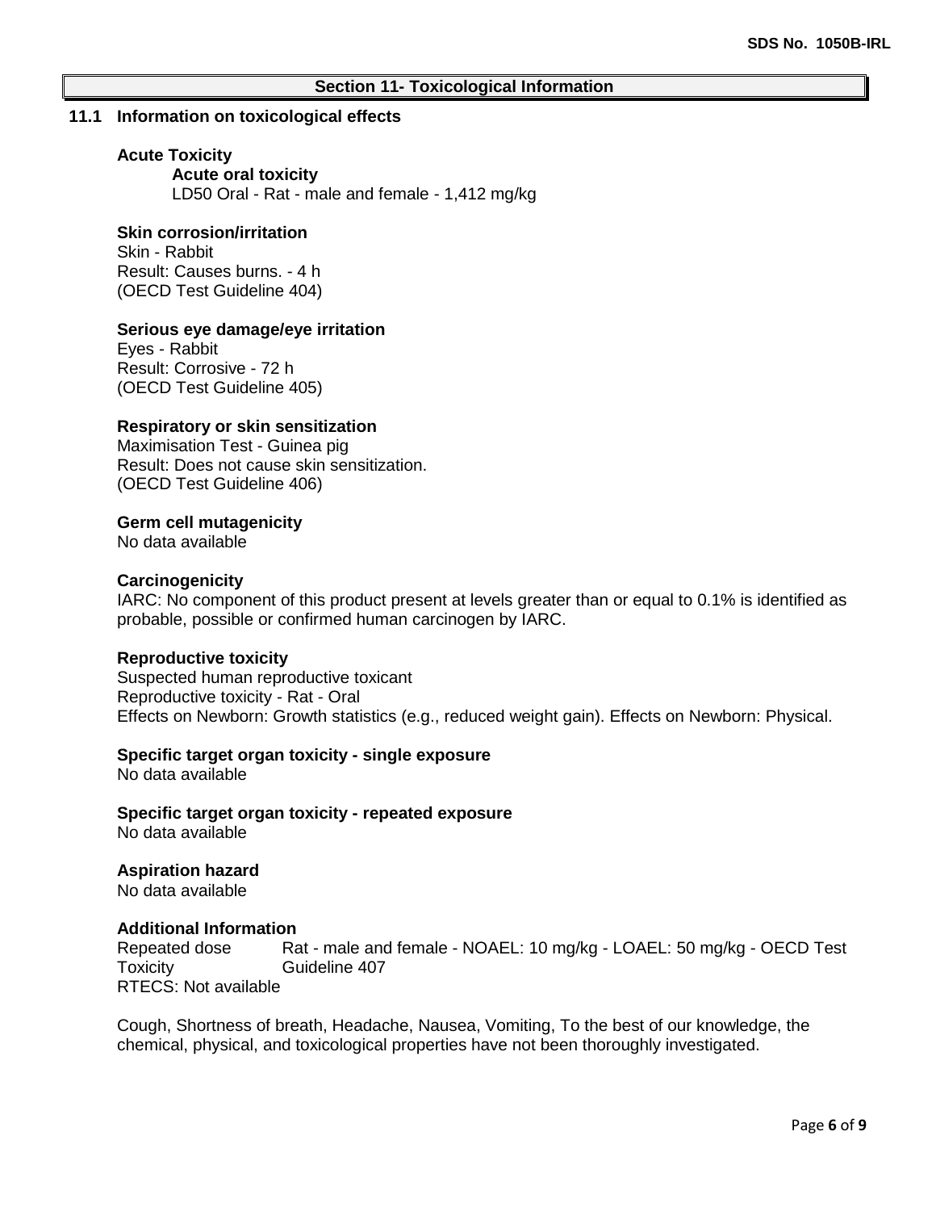## Section 11- Toxicological Information

### 11.1 Information on toxicological effects

**Acute Toxicity**

**Acute oral toxicity**

LD50 Oral - Rat - male and female - 1,412 mg/kg

**Skin corrosion/irritation**

Skin - Rabbit
Result: Causes burns. - 4 h
(OECD Test Guideline 404)

**Serious eye damage/eye irritation**

Eyes - Rabbit
Result: Corrosive - 72 h
(OECD Test Guideline 405)

**Respiratory or skin sensitization**

Maximisation Test - Guinea pig
Result: Does not cause skin sensitization.
(OECD Test Guideline 406)

**Germ cell mutagenicity**

No data available

**Carcinogenicity**

IARC: No component of this product present at levels greater than or equal to 0.1% is identified as probable, possible or confirmed human carcinogen by IARC.

**Reproductive toxicity**

Suspected human reproductive toxicant
Reproductive toxicity - Rat - Oral
Effects on Newborn: Growth statistics (e.g., reduced weight gain). Effects on Newborn: Physical.

**Specific target organ toxicity - single exposure**

No data available

**Specific target organ toxicity - repeated exposure**

No data available

**Aspiration hazard**

No data available

**Additional Information**

| | |
|---|---|
| Repeated dose Toxicity | Rat - male and female - NOAEL: 10 mg/kg - LOAEL: 50 mg/kg - OECD Test Guideline 407 |

RTECS: Not available

Cough, Shortness of breath, Headache, Nausea, Vomiting, To the best of our knowledge, the chemical, physical, and toxicological properties have not been thoroughly investigated.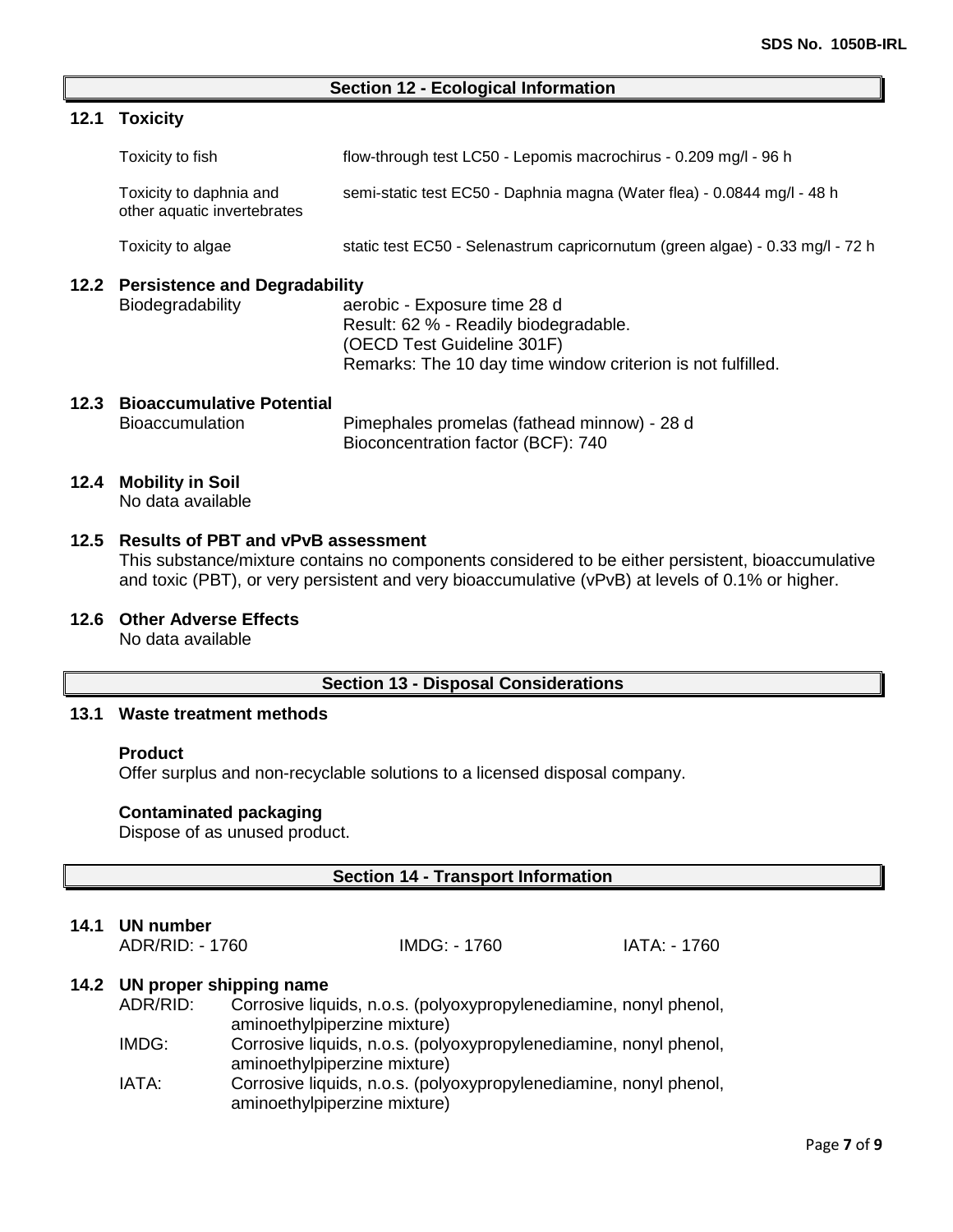## Section 12 - Ecological Information

### 12.1 Toxicity

| | |
|---|---|
| Toxicity to fish | flow-through test LC50 - Lepomis macrochirus - 0.209 mg/l - 96 h |
| Toxicity to daphnia and other aquatic invertebrates | semi-static test EC50 - Daphnia magna (Water flea) - 0.0844 mg/l - 48 h |
| Toxicity to algae | static test EC50 - Selenastrum capricornutum (green algae) - 0.33 mg/l - 72 h |

### 12.2 Persistence and Degradability

Biodegradability
aerobic - Exposure time 28 d
Result: 62 % - Readily biodegradable.
(OECD Test Guideline 301F)
Remarks: The 10 day time window criterion is not fulfilled.

### 12.3 Bioaccumulative Potential

Bioaccumulation
Pimephales promelas (fathead minnow) - 28 d
Bioconcentration factor (BCF): 740

### 12.4 Mobility in Soil

No data available

### 12.5 Results of PBT and vPvB assessment

This substance/mixture contains no components considered to be either persistent, bioaccumulative and toxic (PBT), or very persistent and very bioaccumulative (vPvB) at levels of 0.1% or higher.

### 12.6 Other Adverse Effects

No data available

## Section 13 - Disposal Considerations

### 13.1 Waste treatment methods

**Product**
Offer surplus and non-recyclable solutions to a licensed disposal company.

**Contaminated packaging**
Dispose of as unused product.

## Section 14 - Transport Information

### 14.1 UN number

ADR/RID: - 1760 IMDG: - 1760 IATA: - 1760

### 14.2 UN proper shipping name

| | |
|---|---|
| ADR/RID: | Corrosive liquids, n.o.s. (polyoxypropylenediamine, nonyl phenol, aminoethylpiperzine mixture) |
| IMDG: | Corrosive liquids, n.o.s. (polyoxypropylenediamine, nonyl phenol, aminoethylpiperzine mixture) |
| IATA: | Corrosive liquids, n.o.s. (polyoxypropylenediamine, nonyl phenol, aminoethylpiperzine mixture) |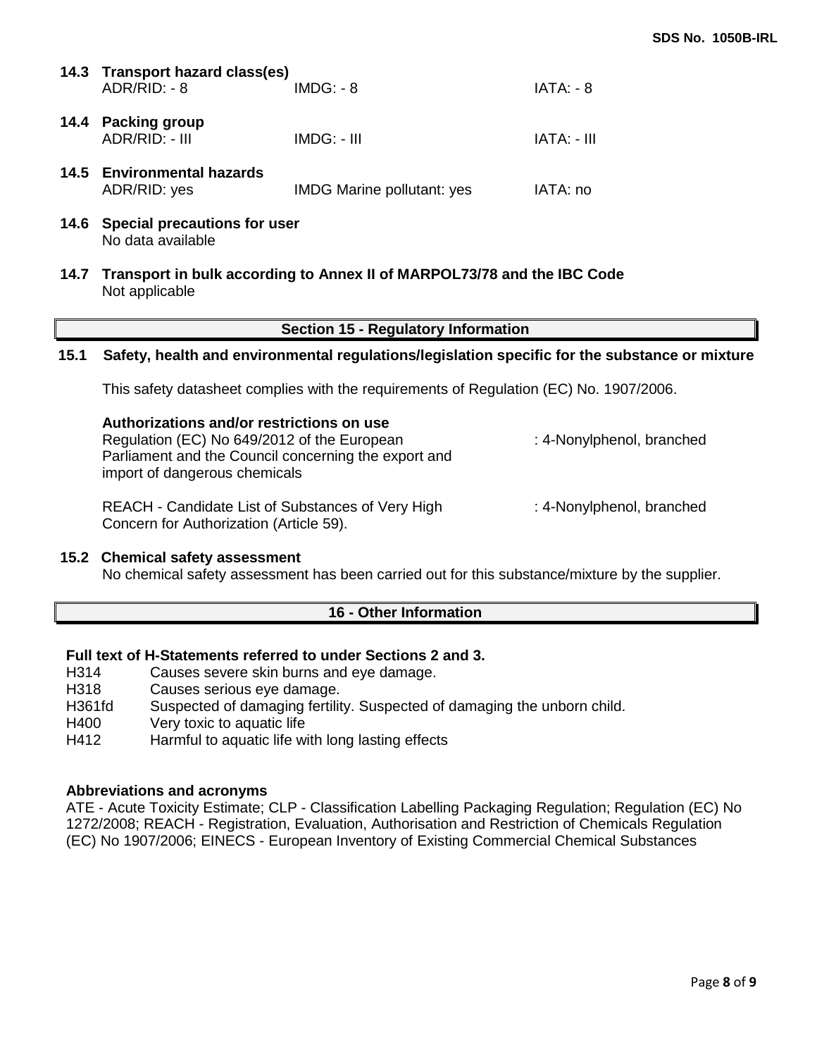**14.3 Transport hazard class(es)**

| ADR/RID: - 8 | IMDG: - 8 | IATA: - 8 |
|---|---|---|

**14.4 Packing group**

| ADR/RID: - III | IMDG: - III | IATA: - III |
|---|---|---|

**14.5 Environmental hazards**

| ADR/RID: yes | IMDG Marine pollutant: yes | IATA: no |
|---|---|---|

**14.6 Special precautions for user**

No data available

**14.7 Transport in bulk according to Annex II of MARPOL73/78 and the IBC Code**

Not applicable

## Section 15 - Regulatory Information

**15.1 Safety, health and environmental regulations/legislation specific for the substance or mixture**

This safety datasheet complies with the requirements of Regulation (EC) No. 1907/2006.

**Authorizations and/or restrictions on use**

| | |
|---|---|
| Regulation (EC) No 649/2012 of the European Parliament and the Council concerning the export and import of dangerous chemicals | : 4-Nonylphenol, branched |
| REACH - Candidate List of Substances of Very High Concern for Authorization (Article 59). | : 4-Nonylphenol, branched |

**15.2 Chemical safety assessment**

No chemical safety assessment has been carried out for this substance/mixture by the supplier.

## 16 - Other Information

**Full text of H-Statements referred to under Sections 2 and 3.**

| | |
|---|---|
| H314 | Causes severe skin burns and eye damage. |
| H318 | Causes serious eye damage. |
| H361fd | Suspected of damaging fertility. Suspected of damaging the unborn child. |
| H400 | Very toxic to aquatic life |
| H412 | Harmful to aquatic life with long lasting effects |

**Abbreviations and acronyms**

ATE - Acute Toxicity Estimate; CLP - Classification Labelling Packaging Regulation; Regulation (EC) No 1272/2008; REACH - Registration, Evaluation, Authorisation and Restriction of Chemicals Regulation (EC) No 1907/2006; EINECS - European Inventory of Existing Commercial Chemical Substances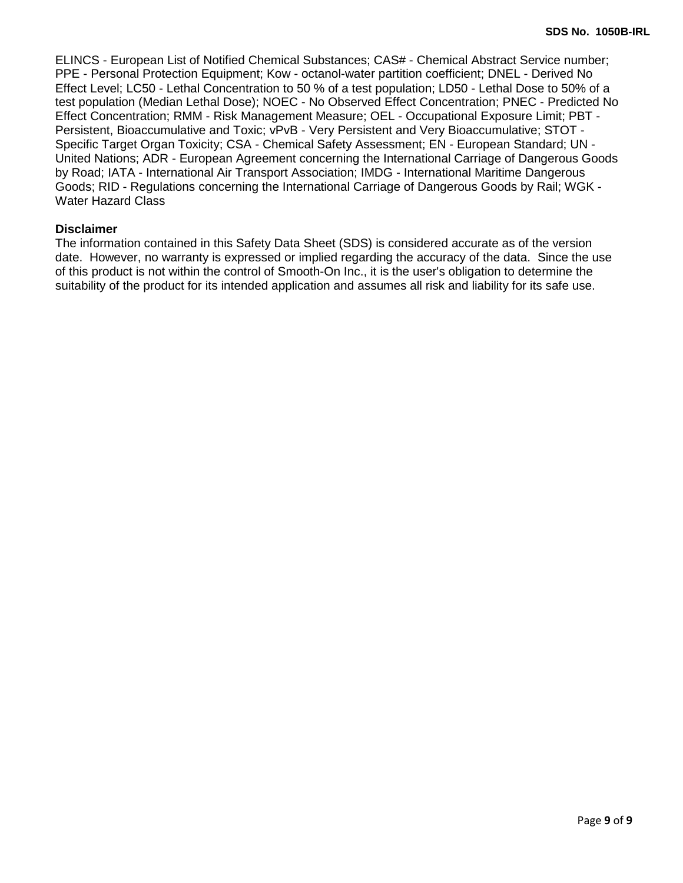ELINCS - European List of Notified Chemical Substances; CAS# - Chemical Abstract Service number; PPE - Personal Protection Equipment; Kow - octanol-water partition coefficient; DNEL - Derived No Effect Level; LC50 - Lethal Concentration to 50 % of a test population; LD50 - Lethal Dose to 50% of a test population (Median Lethal Dose); NOEC - No Observed Effect Concentration; PNEC - Predicted No Effect Concentration; RMM - Risk Management Measure; OEL - Occupational Exposure Limit; PBT - Persistent, Bioaccumulative and Toxic; vPvB - Very Persistent and Very Bioaccumulative; STOT - Specific Target Organ Toxicity; CSA - Chemical Safety Assessment; EN - European Standard; UN - United Nations; ADR - European Agreement concerning the International Carriage of Dangerous Goods by Road; IATA - International Air Transport Association; IMDG - International Maritime Dangerous Goods; RID - Regulations concerning the International Carriage of Dangerous Goods by Rail; WGK - Water Hazard Class

**Disclaimer**

The information contained in this Safety Data Sheet (SDS) is considered accurate as of the version date. However, no warranty is expressed or implied regarding the accuracy of the data. Since the use of this product is not within the control of Smooth-On Inc., it is the user's obligation to determine the suitability of the product for its intended application and assumes all risk and liability for its safe use.